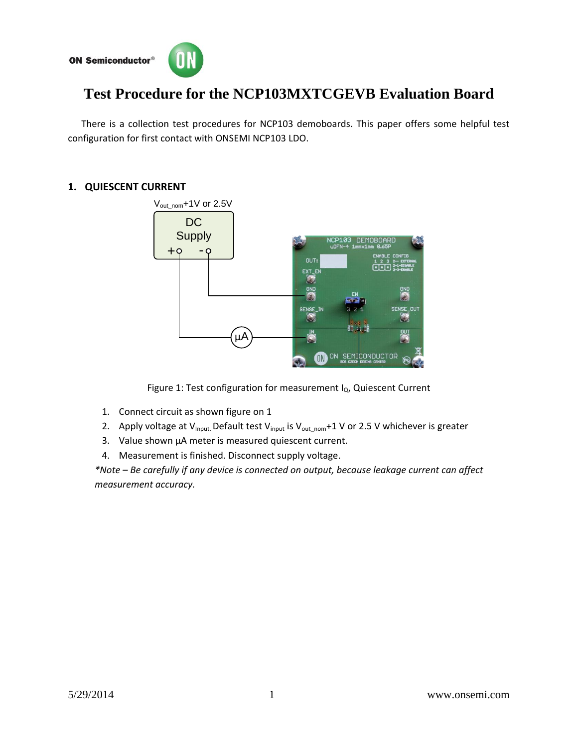# Test Procedure for the NCP103MXTCGEVB Evaluation Board

There is a collection test procedures for NCP103 demoboards. This paper offers some helpful test configuration for first contact with ONSEMI NCP103 LDO.

## 1. QUIESCENT CURRENT

Figure 1: Test configuration for measurement $I_Q$, Quiescent Current

1. Connect circuit as shown figure on 1
2. Apply voltage at $V_{Input.}$ Default test $V_{input}$ is $V_{out\_nom}$+1 V or 2.5 V whichever is greater
3. Value shown µA meter is measured quiescent current.
4. Measurement is finished. Disconnect supply voltage.

*\*Note – Be carefully if any device is connected on output, because leakage current can affect measurement accuracy.*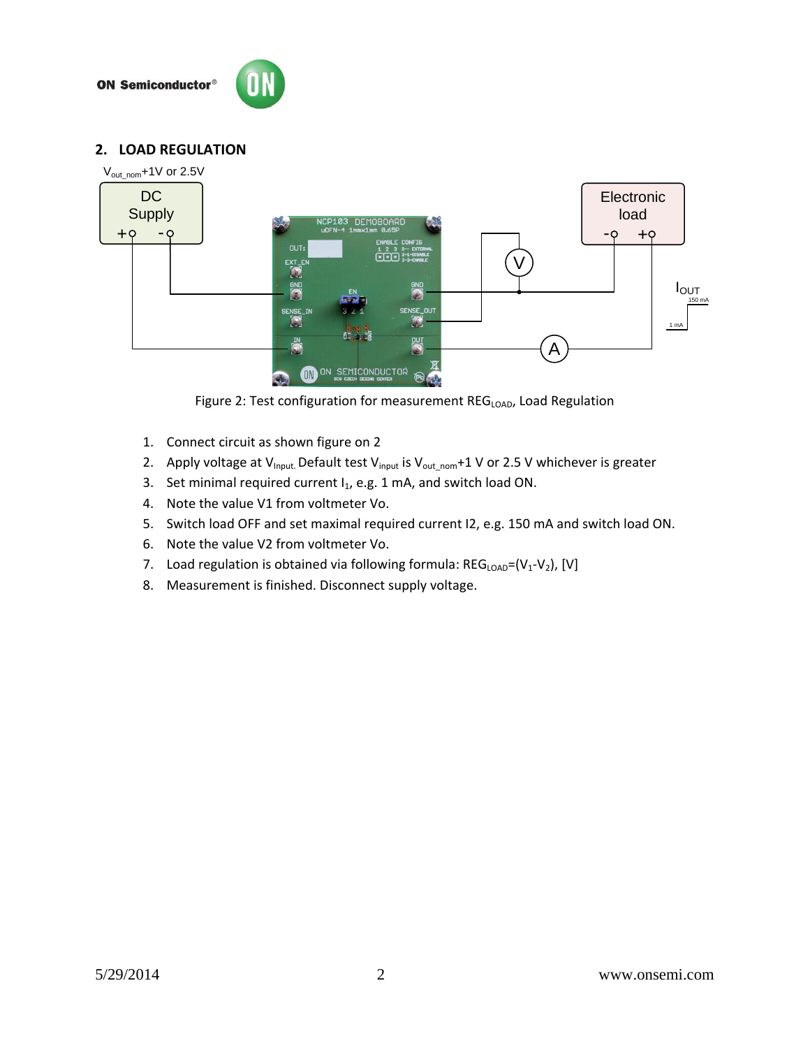## 2. LOAD REGULATION

Figure 2: Test configuration for measurement $REG_{LOAD}$, Load Regulation

1. Connect circuit as shown figure on 2
2. Apply voltage at $V_{Input.}$ Default test $V_{input}$ is $V_{out\_nom}$+1 V or 2.5 V whichever is greater
3. Set minimal required current $I_1$, e.g. 1 mA, and switch load ON.
4. Note the value V1 from voltmeter Vo.
5. Switch load OFF and set maximal required current I2, e.g. 150 mA and switch load ON.
6. Note the value V2 from voltmeter Vo.
7. Load regulation is obtained via following formula: $REG_{LOAD}=(V_1-V_2)$, [V]
8. Measurement is finished. Disconnect supply voltage.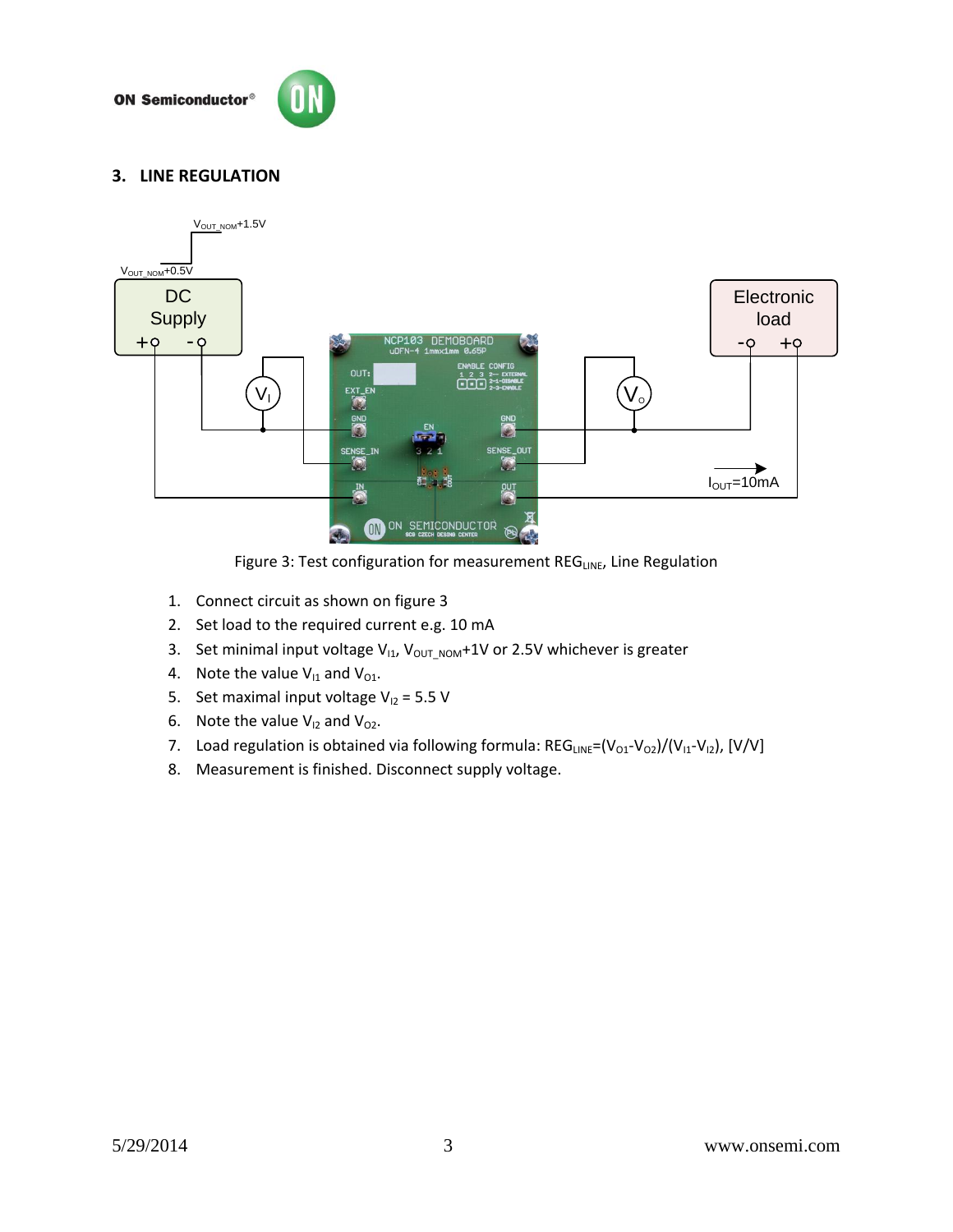## 3. LINE REGULATION

Figure 3: Test configuration for measurement $REG_{LINE}$, Line Regulation

1. Connect circuit as shown on figure 3
2. Set load to the required current e.g. 10 mA
3. Set minimal input voltage $V_{I1}$, $V_{OUT\_NOM}$+1V or 2.5V whichever is greater
4. Note the value $V_{I1}$ and $V_{O1}$.
5. Set maximal input voltage $V_{I2}$ = 5.5 V
6. Note the value $V_{I2}$ and $V_{O2}$.
7. Load regulation is obtained via following formula: $REG_{LINE}=(V_{O1}-V_{O2})/(V_{I1}-V_{I2})$, [V/V]
8. Measurement is finished. Disconnect supply voltage.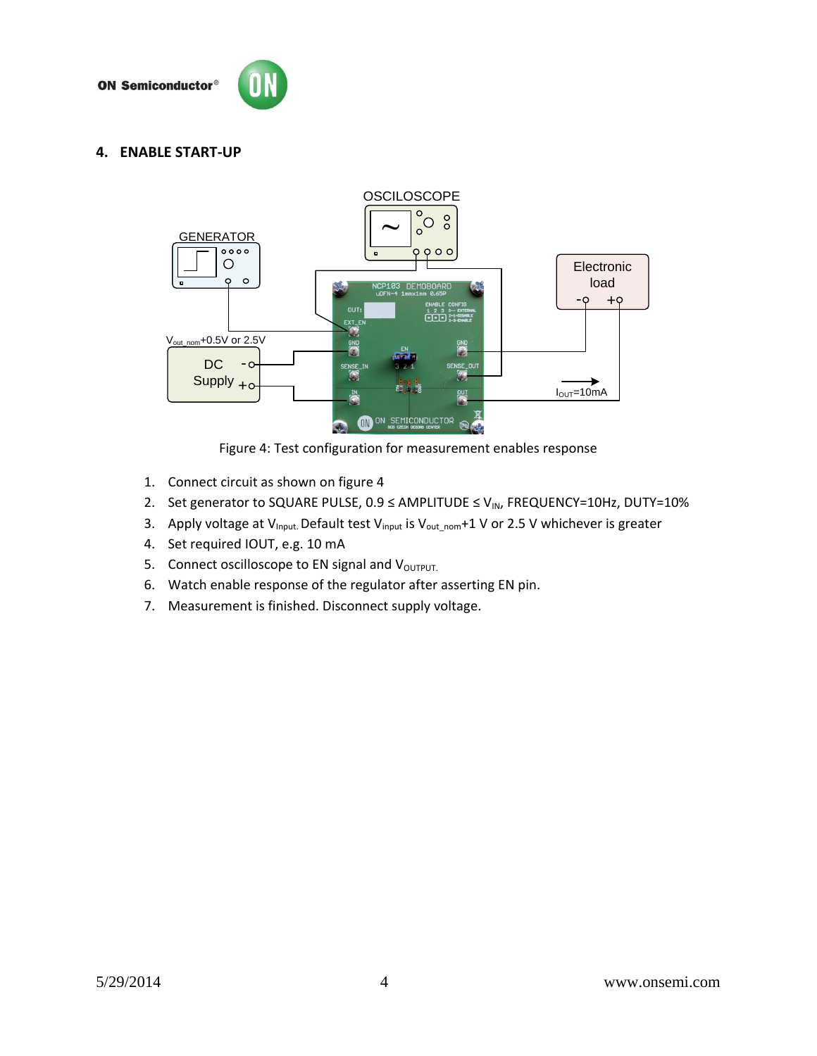## 4. ENABLE START-UP

OSCILOSCOPE

GENERATOR

Electronic load

$V_{out\_nom}$+0.5V or 2.5V

DC Supply

$I_{OUT}$=10mA

Figure 4: Test configuration for measurement enables response

1. Connect circuit as shown on figure 4
2. Set generator to SQUARE PULSE, 0.9 ≤ AMPLITUDE ≤ $V_{IN}$, FREQUENCY=10Hz, DUTY=10%
3. Apply voltage at $V_{Input.}$ Default test $V_{input}$ is $V_{out\_nom}$+1 V or 2.5 V whichever is greater
4. Set required IOUT, e.g. 10 mA
5. Connect oscilloscope to EN signal and $V_{OUTPUT.}$
6. Watch enable response of the regulator after asserting EN pin.
7. Measurement is finished. Disconnect supply voltage.